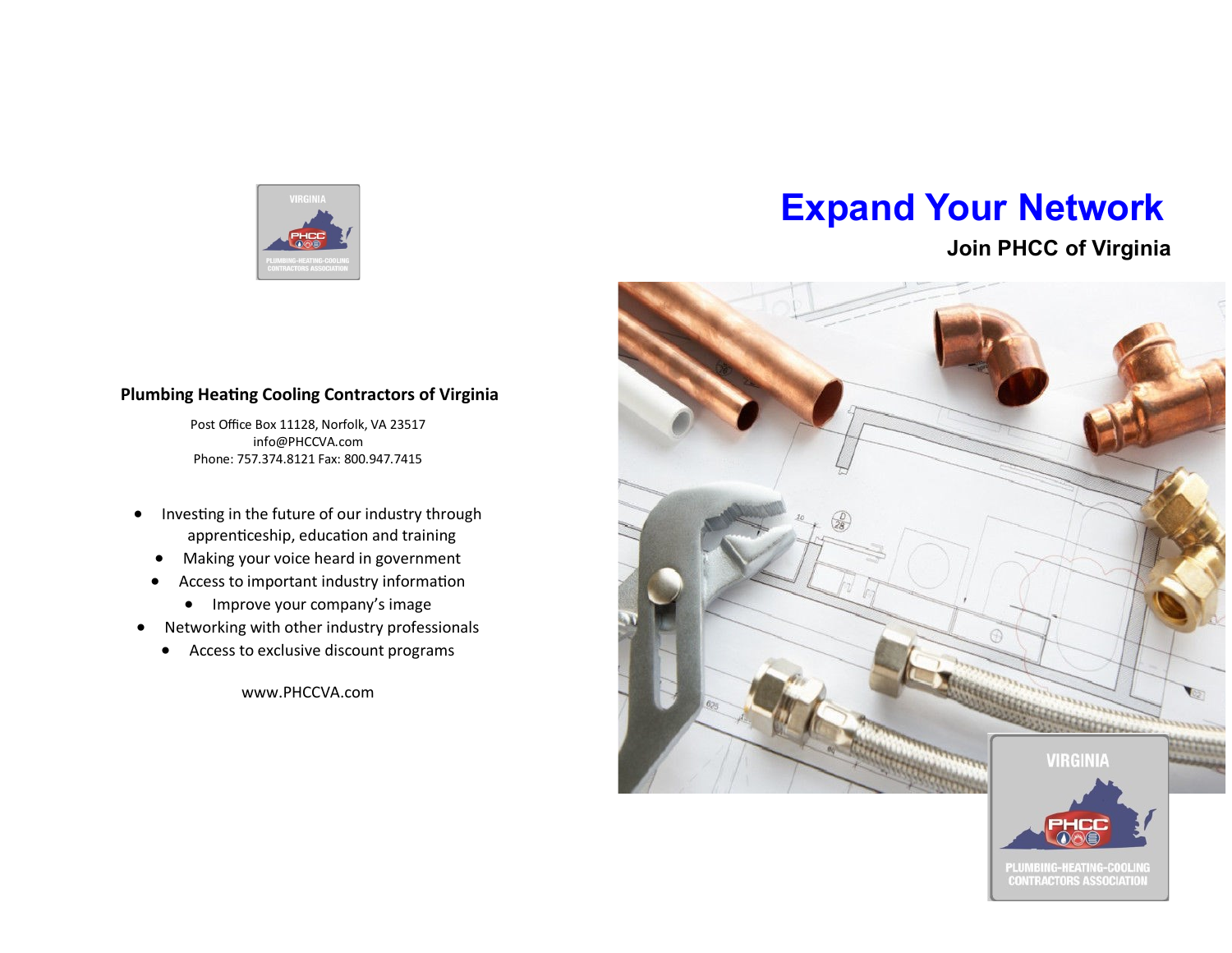**Plumbing Heating Cooling Contractors of Virginia**

Post Office Box 11128, Norfolk, VA 23517
info@PHCCVA.com
Phone: 757.374.8121 Fax: 800.947.7415

- Investing in the future of our industry through apprenticeship, education and training
- Making your voice heard in government
- Access to important industry information
- Improve your company's image
- Networking with other industry professionals
- Access to exclusive discount programs

www.PHCCVA.com

# Expand Your Network

## Join PHCC of Virginia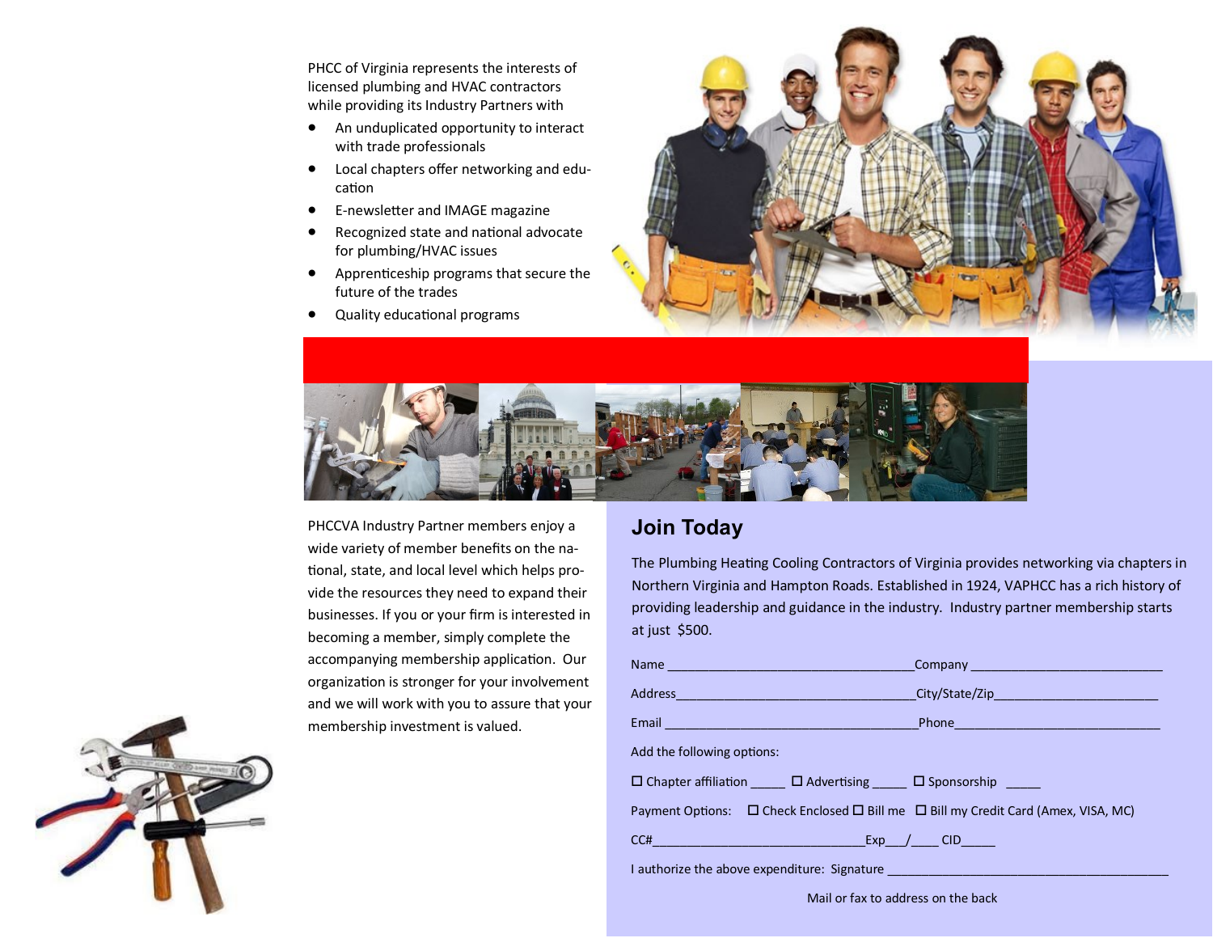PHCC of Virginia represents the interests of licensed plumbing and HVAC contractors while providing its Industry Partners with

- An unduplicated opportunity to interact with trade professionals
- Local chapters offer networking and education
- E-newsletter and IMAGE magazine
- Recognized state and national advocate for plumbing/HVAC issues
- Apprenticeship programs that secure the future of the trades
- Quality educational programs

PHCCVA Industry Partner members enjoy a wide variety of member benefits on the national, state, and local level which helps provide the resources they need to expand their businesses. If you or your firm is interested in becoming a member, simply complete the accompanying membership application. Our organization is stronger for your involvement and we will work with you to assure that your membership investment is valued.

## Join Today

The Plumbing Heating Cooling Contractors of Virginia provides networking via chapters in Northern Virginia and Hampton Roads. Established in 1924, VAPHCC has a rich history of providing leadership and guidance in the industry. Industry partner membership starts at just $500.

Name ___________________________________Company ___________________________

Address__________________________________City/State/Zip_______________________

Email ____________________________________Phone_____________________________

Add the following options:

☐ Chapter affiliation _____ ☐ Advertising _____ ☐ Sponsorship _____

Payment Options: ☐ Check Enclosed ☐ Bill me ☐ Bill my Credit Card (Amex, VISA, MC)

CC#_______________________________Exp___/____ CID_____

I authorize the above expenditure: Signature _________________________________________

Mail or fax to address on the back